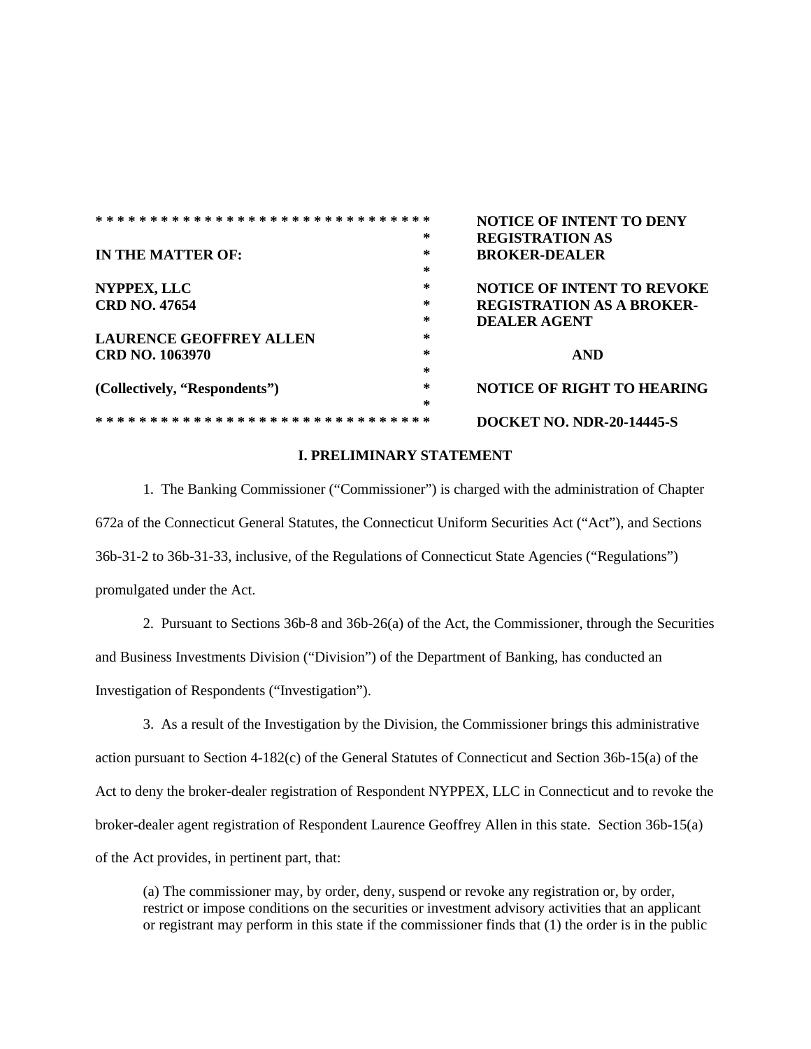| | |
|---|---|
| **IN THE MATTER OF:** | **NOTICE OF INTENT TO DENY REGISTRATION AS BROKER-DEALER** |
| **NYPPEX, LLC**<br>**CRD NO. 47654** | **NOTICE OF INTENT TO REVOKE REGISTRATION AS A BROKER-DEALER AGENT** |
| **LAURENCE GEOFFREY ALLEN**<br>**CRD NO. 1063970** | **AND** |
| **(Collectively, "Respondents")** | **NOTICE OF RIGHT TO HEARING** |
| | **DOCKET NO. NDR-20-14445-S** |

## I. PRELIMINARY STATEMENT

1. The Banking Commissioner ("Commissioner") is charged with the administration of Chapter 672a of the Connecticut General Statutes, the Connecticut Uniform Securities Act ("Act"), and Sections 36b-31-2 to 36b-31-33, inclusive, of the Regulations of Connecticut State Agencies ("Regulations") promulgated under the Act.

2. Pursuant to Sections 36b-8 and 36b-26(a) of the Act, the Commissioner, through the Securities and Business Investments Division ("Division") of the Department of Banking, has conducted an Investigation of Respondents ("Investigation").

3. As a result of the Investigation by the Division, the Commissioner brings this administrative action pursuant to Section 4-182(c) of the General Statutes of Connecticut and Section 36b-15(a) of the Act to deny the broker-dealer registration of Respondent NYPPEX, LLC in Connecticut and to revoke the broker-dealer agent registration of Respondent Laurence Geoffrey Allen in this state. Section 36b-15(a) of the Act provides, in pertinent part, that:

> (a) The commissioner may, by order, deny, suspend or revoke any registration or, by order, restrict or impose conditions on the securities or investment advisory activities that an applicant or registrant may perform in this state if the commissioner finds that (1) the order is in the public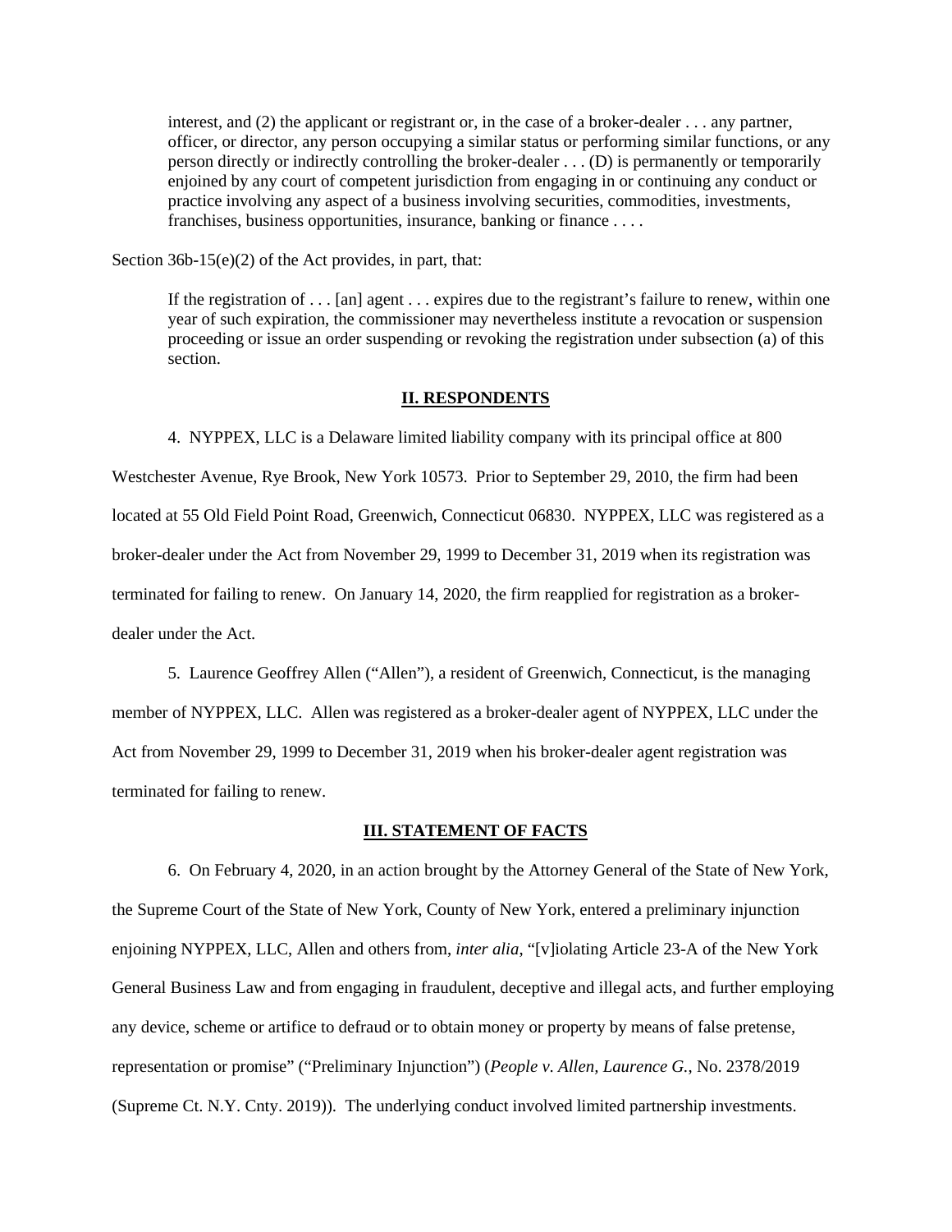> interest, and (2) the applicant or registrant or, in the case of a broker-dealer . . . any partner, officer, or director, any person occupying a similar status or performing similar functions, or any person directly or indirectly controlling the broker-dealer . . . (D) is permanently or temporarily enjoined by any court of competent jurisdiction from engaging in or continuing any conduct or practice involving any aspect of a business involving securities, commodities, investments, franchises, business opportunities, insurance, banking or finance . . . .

Section 36b-15(e)(2) of the Act provides, in part, that:

> If the registration of . . . [an] agent . . . expires due to the registrant's failure to renew, within one year of such expiration, the commissioner may nevertheless institute a revocation or suspension proceeding or issue an order suspending or revoking the registration under subsection (a) of this section.

## II. RESPONDENTS

4. NYPPEX, LLC is a Delaware limited liability company with its principal office at 800 Westchester Avenue, Rye Brook, New York 10573. Prior to September 29, 2010, the firm had been located at 55 Old Field Point Road, Greenwich, Connecticut 06830. NYPPEX, LLC was registered as a broker-dealer under the Act from November 29, 1999 to December 31, 2019 when its registration was terminated for failing to renew. On January 14, 2020, the firm reapplied for registration as a broker-dealer under the Act.

5. Laurence Geoffrey Allen ("Allen"), a resident of Greenwich, Connecticut, is the managing member of NYPPEX, LLC. Allen was registered as a broker-dealer agent of NYPPEX, LLC under the Act from November 29, 1999 to December 31, 2019 when his broker-dealer agent registration was terminated for failing to renew.

## III. STATEMENT OF FACTS

6. On February 4, 2020, in an action brought by the Attorney General of the State of New York, the Supreme Court of the State of New York, County of New York, entered a preliminary injunction enjoining NYPPEX, LLC, Allen and others from, *inter alia*, "[v]iolating Article 23-A of the New York General Business Law and from engaging in fraudulent, deceptive and illegal acts, and further employing any device, scheme or artifice to defraud or to obtain money or property by means of false pretense, representation or promise" ("Preliminary Injunction") (*People v. Allen, Laurence G.*, No. 2378/2019 (Supreme Ct. N.Y. Cnty. 2019)). The underlying conduct involved limited partnership investments.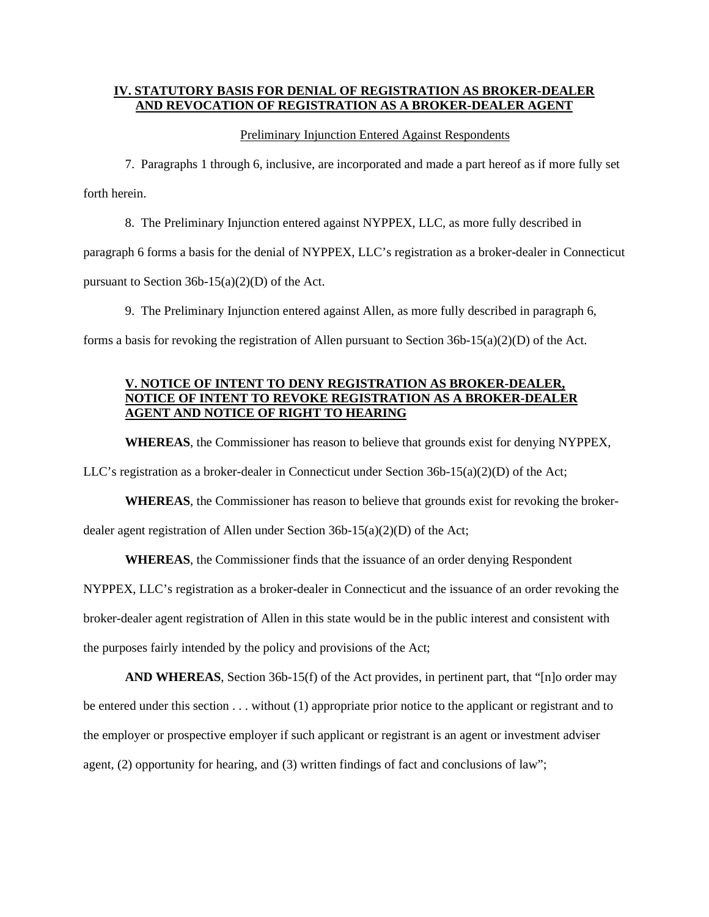## IV. STATUTORY BASIS FOR DENIAL OF REGISTRATION AS BROKER-DEALER AND REVOCATION OF REGISTRATION AS A BROKER-DEALER AGENT

Preliminary Injunction Entered Against Respondents

7. Paragraphs 1 through 6, inclusive, are incorporated and made a part hereof as if more fully set forth herein.

8. The Preliminary Injunction entered against NYPPEX, LLC, as more fully described in paragraph 6 forms a basis for the denial of NYPPEX, LLC's registration as a broker-dealer in Connecticut pursuant to Section 36b-15(a)(2)(D) of the Act.

9. The Preliminary Injunction entered against Allen, as more fully described in paragraph 6, forms a basis for revoking the registration of Allen pursuant to Section 36b-15(a)(2)(D) of the Act.

## V. NOTICE OF INTENT TO DENY REGISTRATION AS BROKER-DEALER, NOTICE OF INTENT TO REVOKE REGISTRATION AS A BROKER-DEALER AGENT AND NOTICE OF RIGHT TO HEARING

**WHEREAS**, the Commissioner has reason to believe that grounds exist for denying NYPPEX, LLC's registration as a broker-dealer in Connecticut under Section 36b-15(a)(2)(D) of the Act;

**WHEREAS**, the Commissioner has reason to believe that grounds exist for revoking the broker-dealer agent registration of Allen under Section 36b-15(a)(2)(D) of the Act;

**WHEREAS**, the Commissioner finds that the issuance of an order denying Respondent NYPPEX, LLC's registration as a broker-dealer in Connecticut and the issuance of an order revoking the broker-dealer agent registration of Allen in this state would be in the public interest and consistent with the purposes fairly intended by the policy and provisions of the Act;

**AND WHEREAS**, Section 36b-15(f) of the Act provides, in pertinent part, that "[n]o order may be entered under this section . . . without (1) appropriate prior notice to the applicant or registrant and to the employer or prospective employer if such applicant or registrant is an agent or investment adviser agent, (2) opportunity for hearing, and (3) written findings of fact and conclusions of law";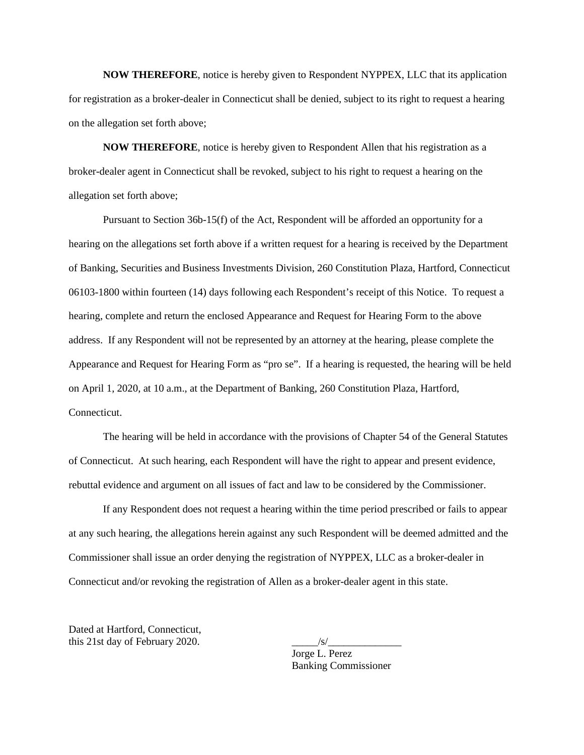**NOW THEREFORE**, notice is hereby given to Respondent NYPPEX, LLC that its application for registration as a broker-dealer in Connecticut shall be denied, subject to its right to request a hearing on the allegation set forth above;

**NOW THEREFORE**, notice is hereby given to Respondent Allen that his registration as a broker-dealer agent in Connecticut shall be revoked, subject to his right to request a hearing on the allegation set forth above;

Pursuant to Section 36b-15(f) of the Act, Respondent will be afforded an opportunity for a hearing on the allegations set forth above if a written request for a hearing is received by the Department of Banking, Securities and Business Investments Division, 260 Constitution Plaza, Hartford, Connecticut 06103-1800 within fourteen (14) days following each Respondent's receipt of this Notice. To request a hearing, complete and return the enclosed Appearance and Request for Hearing Form to the above address. If any Respondent will not be represented by an attorney at the hearing, please complete the Appearance and Request for Hearing Form as "pro se". If a hearing is requested, the hearing will be held on April 1, 2020, at 10 a.m., at the Department of Banking, 260 Constitution Plaza, Hartford, Connecticut.

The hearing will be held in accordance with the provisions of Chapter 54 of the General Statutes of Connecticut. At such hearing, each Respondent will have the right to appear and present evidence, rebuttal evidence and argument on all issues of fact and law to be considered by the Commissioner.

If any Respondent does not request a hearing within the time period prescribed or fails to appear at any such hearing, the allegations herein against any such Respondent will be deemed admitted and the Commissioner shall issue an order denying the registration of NYPPEX, LLC as a broker-dealer in Connecticut and/or revoking the registration of Allen as a broker-dealer agent in this state.

Dated at Hartford, Connecticut,
this 21st day of February 2020.

_____/s/______________
Jorge L. Perez
Banking Commissioner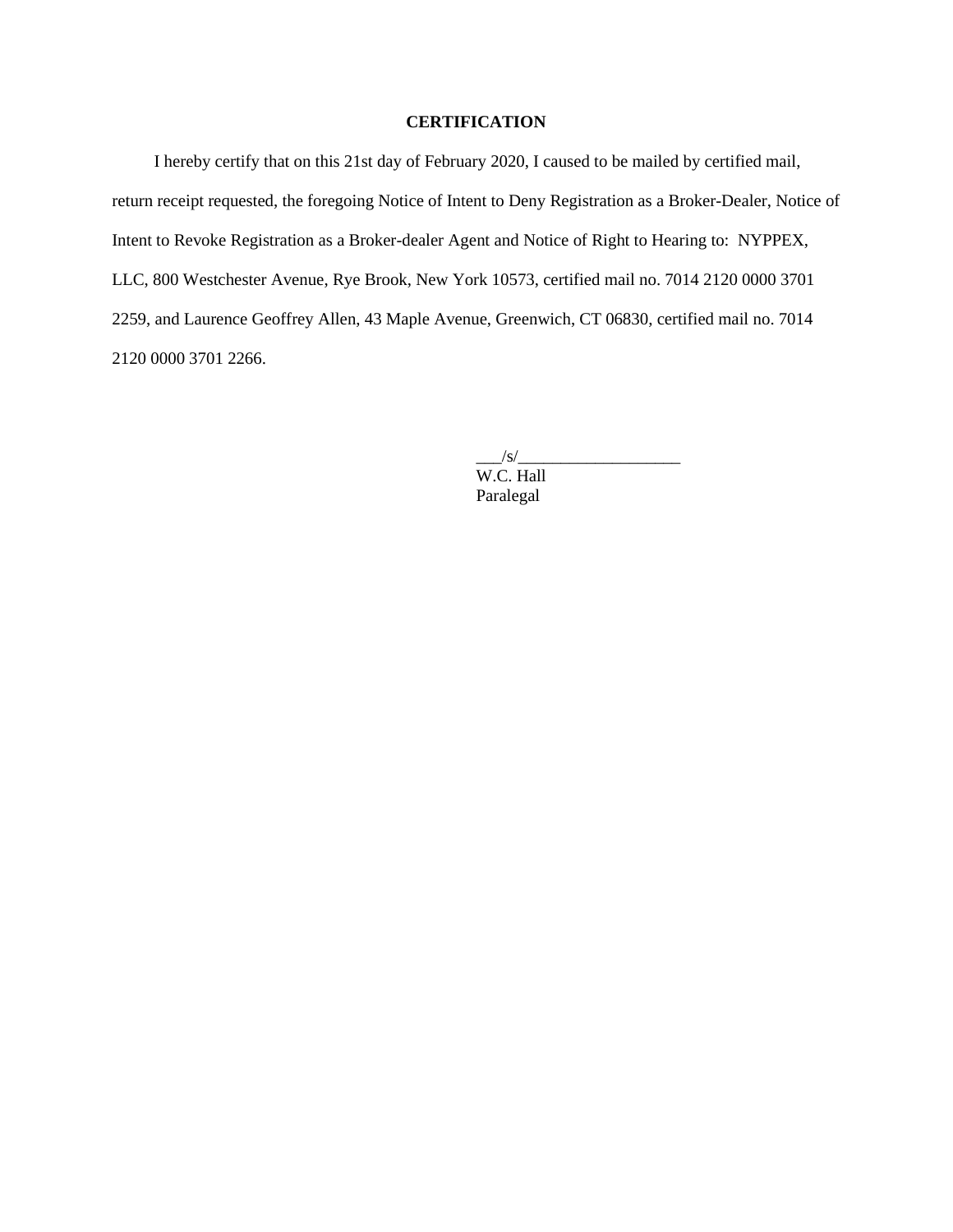## CERTIFICATION

I hereby certify that on this 21st day of February 2020, I caused to be mailed by certified mail, return receipt requested, the foregoing Notice of Intent to Deny Registration as a Broker-Dealer, Notice of Intent to Revoke Registration as a Broker-dealer Agent and Notice of Right to Hearing to: NYPPEX, LLC, 800 Westchester Avenue, Rye Brook, New York 10573, certified mail no. 7014 2120 0000 3701 2259, and Laurence Geoffrey Allen, 43 Maple Avenue, Greenwich, CT 06830, certified mail no. 7014 2120 0000 3701 2266.

___/s/___________________
W.C. Hall
Paralegal